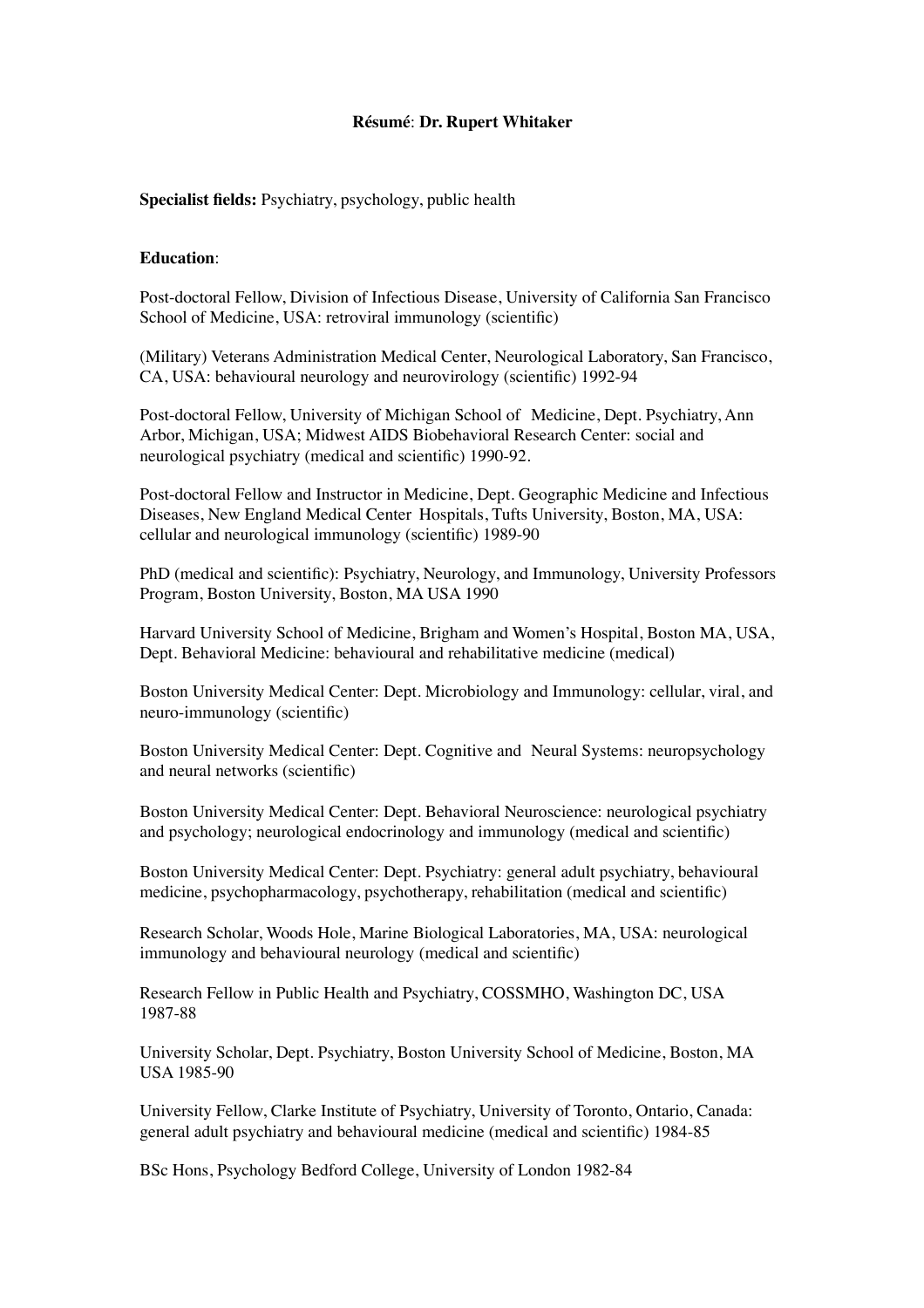**Résumé**: **Dr. Rupert Whitaker**

**Specialist fields:** Psychiatry, psychology, public health

**Education**:

Post-doctoral Fellow, Division of Infectious Disease, University of California San Francisco School of Medicine, USA: retroviral immunology (scientific)

(Military) Veterans Administration Medical Center, Neurological Laboratory, San Francisco, CA, USA: behavioural neurology and neurovirology (scientific) 1992-94

Post-doctoral Fellow, University of Michigan School of Medicine, Dept. Psychiatry, Ann Arbor, Michigan, USA; Midwest AIDS Biobehavioral Research Center: social and neurological psychiatry (medical and scientific) 1990-92.

Post-doctoral Fellow and Instructor in Medicine, Dept. Geographic Medicine and Infectious Diseases, New England Medical Center Hospitals, Tufts University, Boston, MA, USA: cellular and neurological immunology (scientific) 1989-90

PhD (medical and scientific): Psychiatry, Neurology, and Immunology, University Professors Program, Boston University, Boston, MA USA 1990

Harvard University School of Medicine, Brigham and Women's Hospital, Boston MA, USA, Dept. Behavioral Medicine: behavioural and rehabilitative medicine (medical)

Boston University Medical Center: Dept. Microbiology and Immunology: cellular, viral, and neuro-immunology (scientific)

Boston University Medical Center: Dept. Cognitive and Neural Systems: neuropsychology and neural networks (scientific)

Boston University Medical Center: Dept. Behavioral Neuroscience: neurological psychiatry and psychology; neurological endocrinology and immunology (medical and scientific)

Boston University Medical Center: Dept. Psychiatry: general adult psychiatry, behavioural medicine, psychopharmacology, psychotherapy, rehabilitation (medical and scientific)

Research Scholar, Woods Hole, Marine Biological Laboratories, MA, USA: neurological immunology and behavioural neurology (medical and scientific)

Research Fellow in Public Health and Psychiatry, COSSMHO, Washington DC, USA 1987-88

University Scholar, Dept. Psychiatry, Boston University School of Medicine, Boston, MA USA 1985-90

University Fellow, Clarke Institute of Psychiatry, University of Toronto, Ontario, Canada: general adult psychiatry and behavioural medicine (medical and scientific) 1984-85

BSc Hons, Psychology Bedford College, University of London 1982-84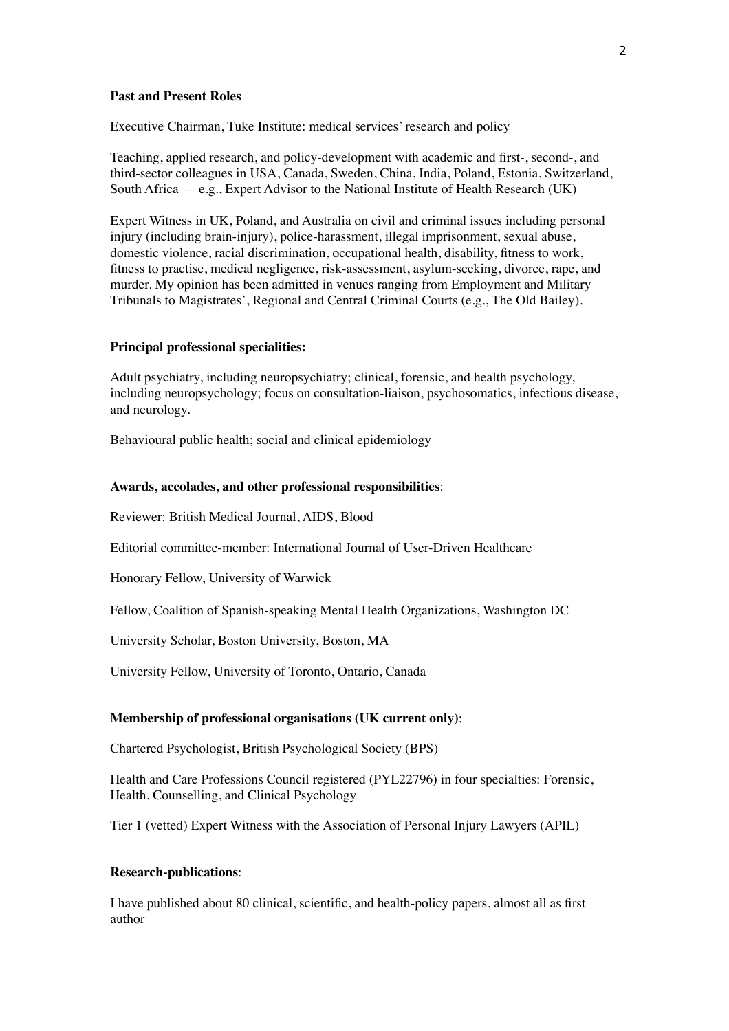**Past and Present Roles**

Executive Chairman, Tuke Institute: medical services' research and policy

Teaching, applied research, and policy-development with academic and first-, second-, and third-sector colleagues in USA, Canada, Sweden, China, India, Poland, Estonia, Switzerland, South Africa — e.g., Expert Advisor to the National Institute of Health Research (UK)

Expert Witness in UK, Poland, and Australia on civil and criminal issues including personal injury (including brain-injury), police-harassment, illegal imprisonment, sexual abuse, domestic violence, racial discrimination, occupational health, disability, fitness to work, fitness to practise, medical negligence, risk-assessment, asylum-seeking, divorce, rape, and murder. My opinion has been admitted in venues ranging from Employment and Military Tribunals to Magistrates', Regional and Central Criminal Courts (e.g., The Old Bailey).

**Principal professional specialities:**

Adult psychiatry, including neuropsychiatry; clinical, forensic, and health psychology, including neuropsychology; focus on consultation-liaison, psychosomatics, infectious disease, and neurology.

Behavioural public health; social and clinical epidemiology

**Awards, accolades, and other professional responsibilities**:

Reviewer: British Medical Journal, AIDS, Blood

Editorial committee-member: International Journal of User-Driven Healthcare

Honorary Fellow, University of Warwick

Fellow, Coalition of Spanish-speaking Mental Health Organizations, Washington DC

University Scholar, Boston University, Boston, MA

University Fellow, University of Toronto, Ontario, Canada

**Membership of professional organisations (<u>UK current only</u>)**:

Chartered Psychologist, British Psychological Society (BPS)

Health and Care Professions Council registered (PYL22796) in four specialties: Forensic, Health, Counselling, and Clinical Psychology

Tier 1 (vetted) Expert Witness with the Association of Personal Injury Lawyers (APIL)

**Research-publications**:

I have published about 80 clinical, scientific, and health-policy papers, almost all as first author